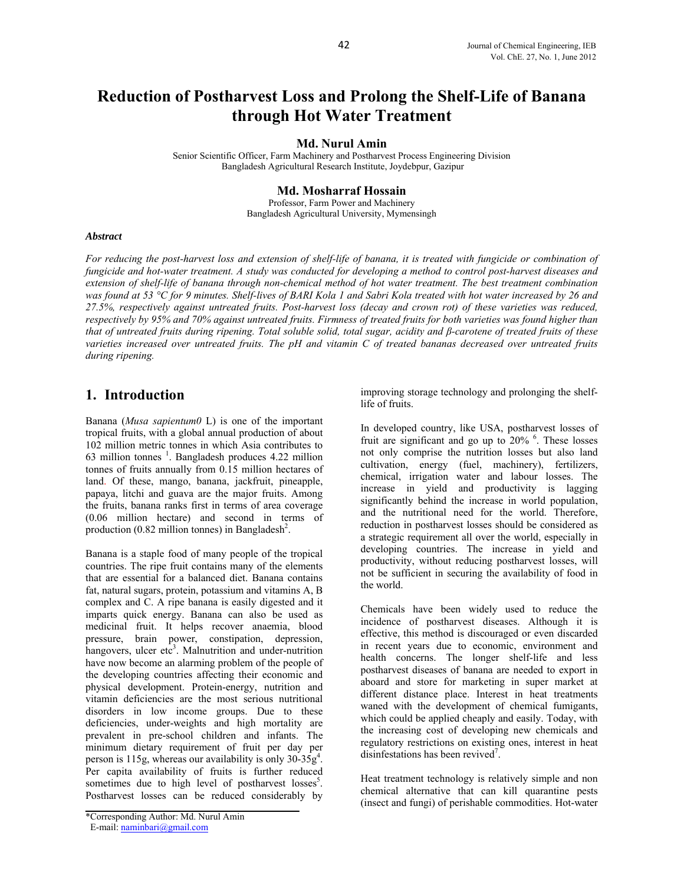# Reduction of Postharvest Loss and Prolong the Shelf-Life of Banana through Hot Water Treatment

**Md. Nurul Amin**

Senior Scientific Officer, Farm Machinery and Postharvest Process Engineering Division
Bangladesh Agricultural Research Institute, Joydebpur, Gazipur

**Md. Mosharraf Hossain**

Professor, Farm Power and Machinery
Bangladesh Agricultural University, Mymensingh

***Abstract***

*For reducing the post-harvest loss and extension of shelf-life of banana, it is treated with fungicide or combination of fungicide and hot-water treatment. A study was conducted for developing a method to control post-harvest diseases and extension of shelf-life of banana through non-chemical method of hot water treatment. The best treatment combination was found at 53 °C for 9 minutes. Shelf-lives of BARI Kola 1 and Sabri Kola treated with hot water increased by 26 and 27.5%, respectively against untreated fruits. Post-harvest loss (decay and crown rot) of these varieties was reduced, respectively by 95% and 70% against untreated fruits. Firmness of treated fruits for both varieties was found higher than that of untreated fruits during ripening. Total soluble solid, total sugar, acidity and β-carotene of treated fruits of these varieties increased over untreated fruits. The pH and vitamin C of treated bananas decreased over untreated fruits during ripening.*

## 1. Introduction

Banana (*Musa sapientum0* L) is one of the important tropical fruits, with a global annual production of about 102 million metric tonnes in which Asia contributes to 63 million tonnes [1]. Bangladesh produces 4.22 million tonnes of fruits annually from 0.15 million hectares of land. Of these, mango, banana, jackfruit, pineapple, papaya, litchi and guava are the major fruits. Among the fruits, banana ranks first in terms of area coverage (0.06 million hectare) and second in terms of production (0.82 million tonnes) in Bangladesh[2].

Banana is a staple food of many people of the tropical countries. The ripe fruit contains many of the elements that are essential for a balanced diet. Banana contains fat, natural sugars, protein, potassium and vitamins A, B complex and C. A ripe banana is easily digested and it imparts quick energy. Banana can also be used as medicinal fruit. It helps recover anaemia, blood pressure, brain power, constipation, depression, hangovers, ulcer etc[3]. Malnutrition and under-nutrition have now become an alarming problem of the people of the developing countries affecting their economic and physical development. Protein-energy, nutrition and vitamin deficiencies are the most serious nutritional disorders in low income groups. Due to these deficiencies, under-weights and high mortality are prevalent in pre-school children and infants. The minimum dietary requirement of fruit per day per person is 115g, whereas our availability is only 30-35g[4]. Per capita availability of fruits is further reduced sometimes due to high level of postharvest losses[5]. Postharvest losses can be reduced considerably by improving storage technology and prolonging the shelf-life of fruits.

In developed country, like USA, postharvest losses of fruit are significant and go up to 20% [6]. These losses not only comprise the nutrition losses but also land cultivation, energy (fuel, machinery), fertilizers, chemical, irrigation water and labour losses. The increase in yield and productivity is lagging significantly behind the increase in world population, and the nutritional need for the world. Therefore, reduction in postharvest losses should be considered as a strategic requirement all over the world, especially in developing countries. The increase in yield and productivity, without reducing postharvest losses, will not be sufficient in securing the availability of food in the world.

Chemicals have been widely used to reduce the incidence of postharvest diseases. Although it is effective, this method is discouraged or even discarded in recent years due to economic, environment and health concerns. The longer shelf-life and less postharvest diseases of banana are needed to export in aboard and store for marketing in super market at different distance place. Interest in heat treatments waned with the development of chemical fumigants, which could be applied cheaply and easily. Today, with the increasing cost of developing new chemicals and regulatory restrictions on existing ones, interest in heat disinfestations has been revived[7].

Heat treatment technology is relatively simple and non chemical alternative that can kill quarantine pests (insect and fungi) of perishable commodities. Hot-water

\*Corresponding Author: Md. Nurul Amin
E-mail: naminbari@gmail.com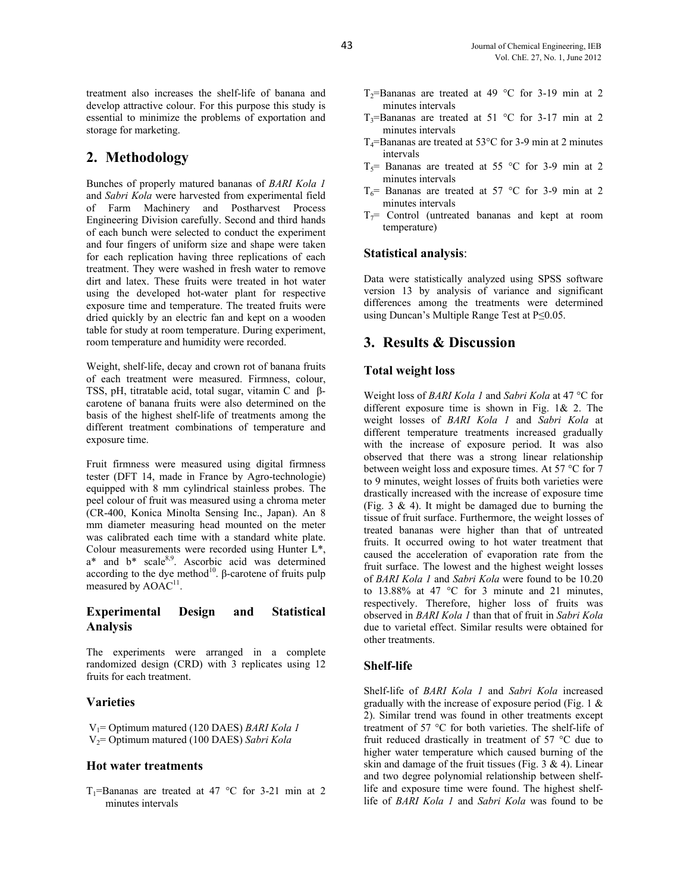treatment also increases the shelf-life of banana and develop attractive colour. For this purpose this study is essential to minimize the problems of exportation and storage for marketing.

## 2. Methodology

Bunches of properly matured bananas of *BARI Kola 1* and *Sabri Kola* were harvested from experimental field of Farm Machinery and Postharvest Process Engineering Division carefully. Second and third hands of each bunch were selected to conduct the experiment and four fingers of uniform size and shape were taken for each replication having three replications of each treatment. They were washed in fresh water to remove dirt and latex. These fruits were treated in hot water using the developed hot-water plant for respective exposure time and temperature. The treated fruits were dried quickly by an electric fan and kept on a wooden table for study at room temperature. During experiment, room temperature and humidity were recorded.

Weight, shelf-life, decay and crown rot of banana fruits of each treatment were measured. Firmness, colour, TSS, pH, titratable acid, total sugar, vitamin C and β-carotene of banana fruits were also determined on the basis of the highest shelf-life of treatments among the different treatment combinations of temperature and exposure time.

Fruit firmness were measured using digital firmness tester (DFT 14, made in France by Agro-technologie) equipped with 8 mm cylindrical stainless probes. The peel colour of fruit was measured using a chroma meter (CR-400, Konica Minolta Sensing Inc., Japan). An 8 mm diameter measuring head mounted on the meter was calibrated each time with a standard white plate. Colour measurements were recorded using Hunter L*, a* and b* scale[8,9]. Ascorbic acid was determined according to the dye method[10]. β-carotene of fruits pulp measured by AOAC[11].

### Experimental Design and Statistical Analysis

The experiments were arranged in a complete randomized design (CRD) with 3 replicates using 12 fruits for each treatment.

### Varieties

$V_1$= Optimum matured (120 DAES) *BARI Kola 1*
$V_2$= Optimum matured (100 DAES) *Sabri Kola*

### Hot water treatments

$T_1$=Bananas are treated at 47 °C for 3-21 min at 2 minutes intervals
$T_2$=Bananas are treated at 49 °C for 3-19 min at 2 minutes intervals
$T_3$=Bananas are treated at 51 °C for 3-17 min at 2 minutes intervals
$T_4$=Bananas are treated at 53°C for 3-9 min at 2 minutes intervals
$T_5$= Bananas are treated at 55 °C for 3-9 min at 2 minutes intervals
$T_6$= Bananas are treated at 57 °C for 3-9 min at 2 minutes intervals
$T_7$= Control (untreated bananas and kept at room temperature)

### Statistical analysis:

Data were statistically analyzed using SPSS software version 13 by analysis of variance and significant differences among the treatments were determined using Duncan's Multiple Range Test at $P \leq 0.05$.

## 3. Results & Discussion

### Total weight loss

Weight loss of *BARI Kola 1* and *Sabri Kola* at 47 °C for different exposure time is shown in Fig. 1& 2. The weight losses of *BARI Kola 1* and *Sabri Kola* at different temperature treatments increased gradually with the increase of exposure period. It was also observed that there was a strong linear relationship between weight loss and exposure times. At 57 °C for 7 to 9 minutes, weight losses of fruits both varieties were drastically increased with the increase of exposure time (Fig. 3 & 4). It might be damaged due to burning the tissue of fruit surface. Furthermore, the weight losses of treated bananas were higher than that of untreated fruits. It occurred owing to hot water treatment that caused the acceleration of evaporation rate from the fruit surface. The lowest and the highest weight losses of *BARI Kola 1* and *Sabri Kola* were found to be 10.20 to 13.88% at 47 °C for 3 minute and 21 minutes, respectively. Therefore, higher loss of fruits was observed in *BARI Kola 1* than that of fruit in *Sabri Kola* due to varietal effect. Similar results were obtained for other treatments.

### Shelf-life

Shelf-life of *BARI Kola 1* and *Sabri Kola* increased gradually with the increase of exposure period (Fig. 1 & 2). Similar trend was found in other treatments except treatment of 57 °C for both varieties. The shelf-life of fruit reduced drastically in treatment of 57 °C due to higher water temperature which caused burning of the skin and damage of the fruit tissues (Fig. 3 & 4). Linear and two degree polynomial relationship between shelf-life and exposure time were found. The highest shelf-life of *BARI Kola 1* and *Sabri Kola* was found to be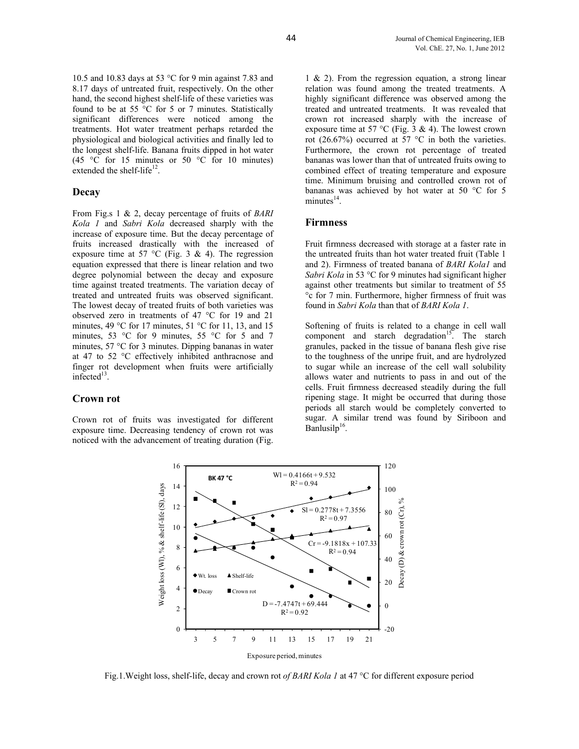10.5 and 10.83 days at 53 °C for 9 min against 7.83 and 8.17 days of untreated fruit, respectively. On the other hand, the second highest shelf-life of these varieties was found to be at 55 °C for 5 or 7 minutes. Statistically significant differences were noticed among the treatments. Hot water treatment perhaps retarded the physiological and biological activities and finally led to the longest shelf-life. Banana fruits dipped in hot water (45 °C for 15 minutes or 50 °C for 10 minutes) extended the shelf-life[12].

## Decay

From Fig.s 1 & 2, decay percentage of fruits of *BARI Kola 1* and *Sabri Kola* decreased sharply with the increase of exposure time. But the decay percentage of fruits increased drastically with the increased of exposure time at 57 °C (Fig. 3 & 4). The regression equation expressed that there is linear relation and two degree polynomial between the decay and exposure time against treated treatments. The variation decay of treated and untreated fruits was observed significant. The lowest decay of treated fruits of both varieties was observed zero in treatments of 47 °C for 19 and 21 minutes, 49 °C for 17 minutes, 51 °C for 11, 13, and 15 minutes, 53 °C for 9 minutes, 55 °C for 5 and 7 minutes, 57 °C for 3 minutes. Dipping bananas in water at 47 to 52 °C effectively inhibited anthracnose and finger rot development when fruits were artificially infected[13].

## Crown rot

Crown rot of fruits was investigated for different exposure time. Decreasing tendency of crown rot was noticed with the advancement of treating duration (Fig. 1 & 2). From the regression equation, a strong linear relation was found among the treated treatments. A highly significant difference was observed among the treated and untreated treatments. It was revealed that crown rot increased sharply with the increase of exposure time at 57 °C (Fig. 3 & 4). The lowest crown rot (26.67%) occurred at 57 °C in both the varieties. Furthermore, the crown rot percentage of treated bananas was lower than that of untreated fruits owing to combined effect of treating temperature and exposure time. Minimum bruising and controlled crown rot of bananas was achieved by hot water at 50 °C for 5 minutes[14].

## Firmness

Fruit firmness decreased with storage at a faster rate in the untreated fruits than hot water treated fruit (Table 1 and 2). Firmness of treated banana of *BARI Kola1* and *Sabri Kola* in 53 °C for 9 minutes had significant higher against other treatments but similar to treatment of 55 °c for 7 min. Furthermore, higher firmness of fruit was found in *Sabri Kola* than that of *BARI Kola 1*.

Softening of fruits is related to a change in cell wall component and starch degradation[15]. The starch granules, packed in the tissue of banana flesh give rise to the toughness of the unripe fruit, and are hydrolyzed to sugar while an increase of the cell wall solubility allows water and nutrients to pass in and out of the cells. Fruit firmness decreased steadily during the full ripening stage. It might be occurred that during those periods all starch would be completely converted to sugar. A similar trend was found by Siriboon and Banlusilp[16].

Fig.1.Weight loss, shelf-life, decay and crown rot *of BARI Kola 1* at 47 °C for different exposure period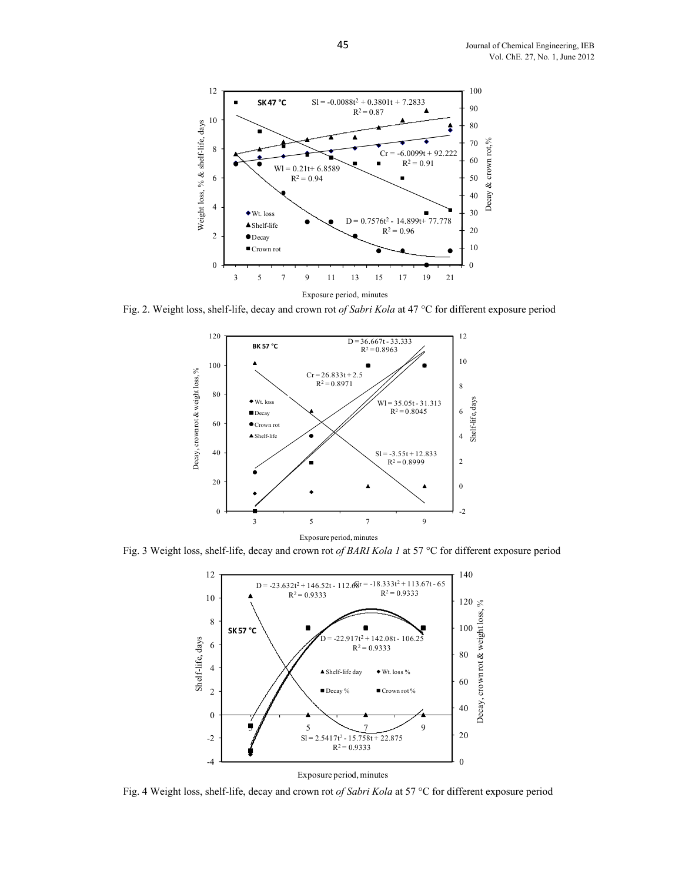Fig. 2. Weight loss, shelf-life, decay and crown rot *of Sabri Kola* at 47 °C for different exposure period

Fig. 3 Weight loss, shelf-life, decay and crown rot *of BARI Kola 1* at 57 °C for different exposure period

Fig. 4 Weight loss, shelf-life, decay and crown rot *of Sabri Kola* at 57 °C for different exposure period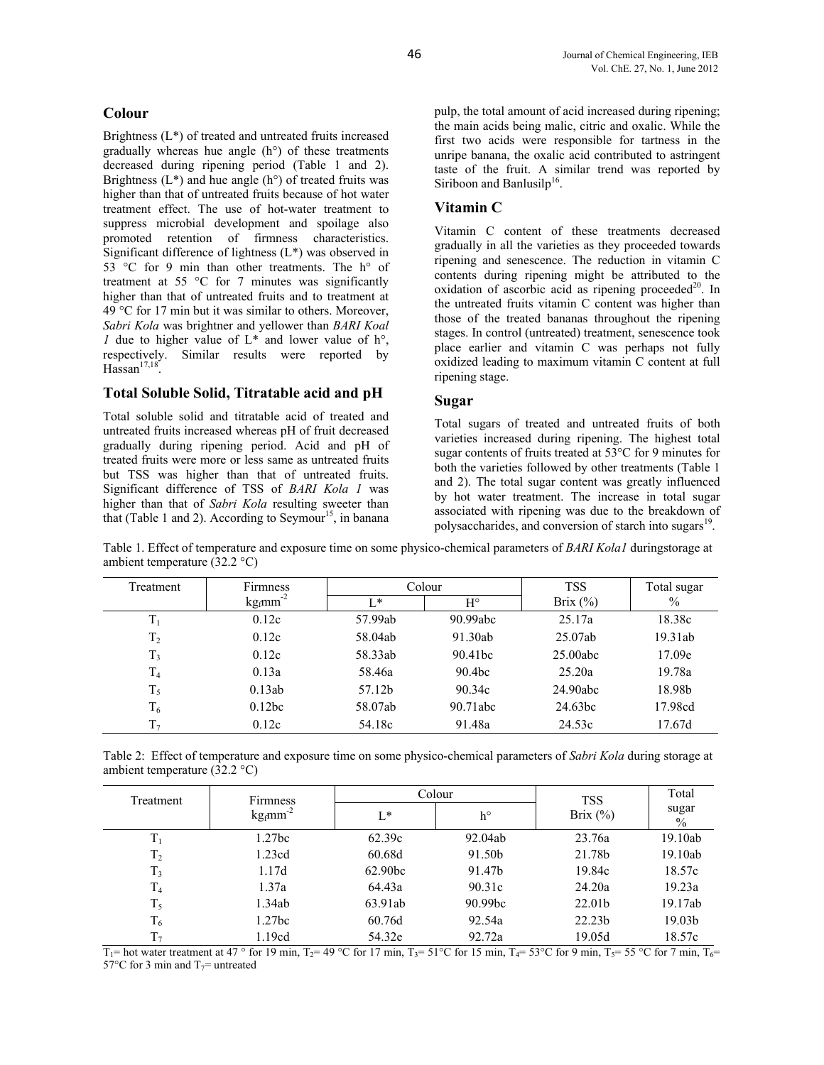## Colour

Brightness (L*) of treated and untreated fruits increased gradually whereas hue angle (h°) of these treatments decreased during ripening period (Table 1 and 2). Brightness (L*) and hue angle (h°) of treated fruits was higher than that of untreated fruits because of hot water treatment effect. The use of hot-water treatment to suppress microbial development and spoilage also promoted retention of firmness characteristics. Significant difference of lightness (L*) was observed in 53 °C for 9 min than other treatments. The h° of treatment at 55 °C for 7 minutes was significantly higher than that of untreated fruits and to treatment at 49 °C for 17 min but it was similar to others. Moreover, *Sabri Kola* was brightner and yellower than *BARI Koal 1* due to higher value of L* and lower value of h°, respectively. Similar results were reported by Hassan[17,18].

## Total Soluble Solid, Titratable acid and pH

Total soluble solid and titratable acid of treated and untreated fruits increased whereas pH of fruit decreased gradually during ripening period. Acid and pH of treated fruits were more or less same as untreated fruits but TSS was higher than that of untreated fruits. Significant difference of TSS of *BARI Kola 1* was higher than that of *Sabri Kola* resulting sweeter than that (Table 1 and 2). According to Seymour[15], in banana pulp, the total amount of acid increased during ripening; the main acids being malic, citric and oxalic. While the first two acids were responsible for tartness in the unripe banana, the oxalic acid contributed to astringent taste of the fruit. A similar trend was reported by Siriboon and Banlusilp[16].

## Vitamin C

Vitamin C content of these treatments decreased gradually in all the varieties as they proceeded towards ripening and senescence. The reduction in vitamin C contents during ripening might be attributed to the oxidation of ascorbic acid as ripening proceeded[20]. In the untreated fruits vitamin C content was higher than those of the treated bananas throughout the ripening stages. In control (untreated) treatment, senescence took place earlier and vitamin C was perhaps not fully oxidized leading to maximum vitamin C content at full ripening stage.

## Sugar

Total sugars of treated and untreated fruits of both varieties increased during ripening. The highest total sugar contents of fruits treated at 53°C for 9 minutes for both the varieties followed by other treatments (Table 1 and 2). The total sugar content was greatly influenced by hot water treatment. The increase in total sugar associated with ripening was due to the breakdown of polysaccharides, and conversion of starch into sugars[19].

Table 1. Effect of temperature and exposure time on some physico-chemical parameters of *BARI Kola1* duringstorage at ambient temperature (32.2 °C)

| Treatment | Firmness $kg_f mm^{-2}$ | Colour | | TSS Brix (%) | Total sugar % |
|---|---|---|---|---|---|
| | | L* | H° | | |
| $T_1$ | 0.12c | 57.99ab | 90.99abc | 25.17a | 18.38c |
| $T_2$ | 0.12c | 58.04ab | 91.30ab | 25.07ab | 19.31ab |
| $T_3$ | 0.12c | 58.33ab | 90.41bc | 25.00abc | 17.09e |
| $T_4$ | 0.13a | 58.46a | 90.4bc | 25.20a | 19.78a |
| $T_5$ | 0.13ab | 57.12b | 90.34c | 24.90abc | 18.98b |
| $T_6$ | 0.12bc | 58.07ab | 90.71abc | 24.63bc | 17.98cd |
| $T_7$ | 0.12c | 54.18c | 91.48a | 24.53c | 17.67d |

Table 2: Effect of temperature and exposure time on some physico-chemical parameters of *Sabri Kola* during storage at ambient temperature (32.2 °C)

| Treatment | Firmness $kg_f mm^{-2}$ | Colour | | TSS Brix (%) | Total sugar % |
|---|---|---|---|---|---|
| | | L* | h° | | |
| $T_1$ | 1.27bc | 62.39c | 92.04ab | 23.76a | 19.10ab |
| $T_2$ | 1.23cd | 60.68d | 91.50b | 21.78b | 19.10ab |
| $T_3$ | 1.17d | 62.90bc | 91.47b | 19.84c | 18.57c |
| $T_4$ | 1.37a | 64.43a | 90.31c | 24.20a | 19.23a |
| $T_5$ | 1.34ab | 63.91ab | 90.99bc | 22.01b | 19.17ab |
| $T_6$ | 1.27bc | 60.76d | 92.54a | 22.23b | 19.03b |
| $T_7$ | 1.19cd | 54.32e | 92.72a | 19.05d | 18.57c |

$T_1$= hot water treatment at 47 ° for 19 min, $T_2$= 49 °C for 17 min, $T_3$= 51°C for 15 min, $T_4$= 53°C for 9 min, $T_5$= 55 °C for 7 min, $T_6$= 57°C for 3 min and $T_7$= untreated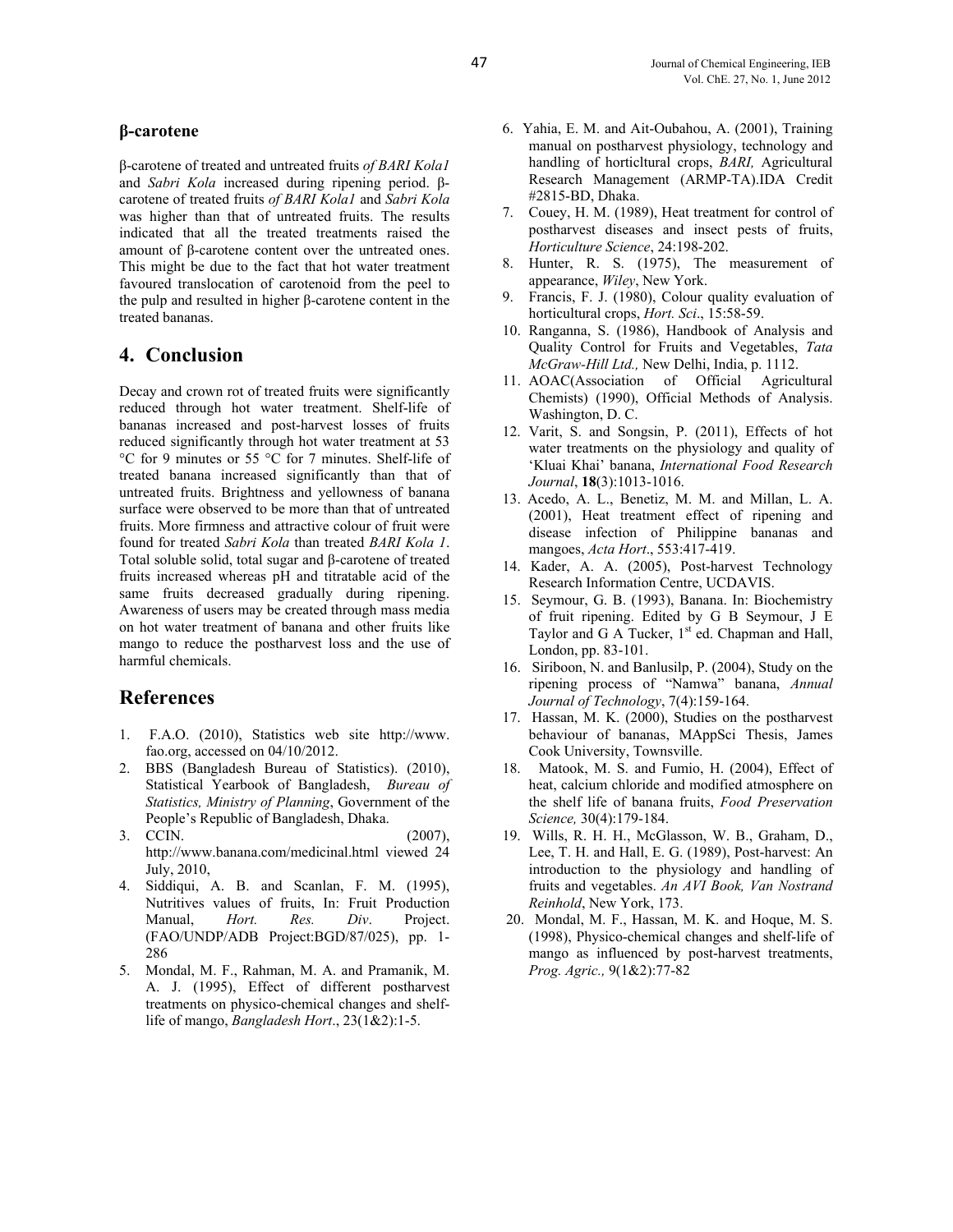### β-carotene

β-carotene of treated and untreated fruits *of BARI Kola1* and *Sabri Kola* increased during ripening period. β-carotene of treated fruits *of BARI Kola1* and *Sabri Kola* was higher than that of untreated fruits. The results indicated that all the treated treatments raised the amount of β-carotene content over the untreated ones. This might be due to the fact that hot water treatment favoured translocation of carotenoid from the peel to the pulp and resulted in higher β-carotene content in the treated bananas.

## 4. Conclusion

Decay and crown rot of treated fruits were significantly reduced through hot water treatment. Shelf-life of bananas increased and post-harvest losses of fruits reduced significantly through hot water treatment at 53 °C for 9 minutes or 55 °C for 7 minutes. Shelf-life of treated banana increased significantly than that of untreated fruits. Brightness and yellowness of banana surface were observed to be more than that of untreated fruits. More firmness and attractive colour of fruit were found for treated *Sabri Kola* than treated *BARI Kola 1*. Total soluble solid, total sugar and β-carotene of treated fruits increased whereas pH and titratable acid of the same fruits decreased gradually during ripening. Awareness of users may be created through mass media on hot water treatment of banana and other fruits like mango to reduce the postharvest loss and the use of harmful chemicals.

## References

1. F.A.O. (2010), Statistics web site http://www.fao.org, accessed on 04/10/2012.
2. BBS (Bangladesh Bureau of Statistics). (2010), Statistical Yearbook of Bangladesh, *Bureau of Statistics, Ministry of Planning*, Government of the People's Republic of Bangladesh, Dhaka.
3. CCIN. (2007), http://www.banana.com/medicinal.html viewed 24 July, 2010,
4. Siddiqui, A. B. and Scanlan, F. M. (1995), Nutritives values of fruits, In: Fruit Production Manual, *Hort. Res. Div*. Project. (FAO/UNDP/ADB Project:BGD/87/025), pp. 1-286
5. Mondal, M. F., Rahman, M. A. and Pramanik, M. A. J. (1995), Effect of different postharvest treatments on physico-chemical changes and shelf-life of mango, *Bangladesh Hort*., 23(1&2):1-5.
6. Yahia, E. M. and Ait-Oubahou, A. (2001), Training manual on postharvest physiology, technology and handling of horticltural crops, *BARI,* Agricultural Research Management (ARMP-TA).IDA Credit #2815-BD, Dhaka.
7. Couey, H. M. (1989), Heat treatment for control of postharvest diseases and insect pests of fruits, *Horticulture Science*, 24:198-202.
8. Hunter, R. S. (1975), The measurement of appearance, *Wiley*, New York.
9. Francis, F. J. (1980), Colour quality evaluation of horticultural crops, *Hort. Sci*., 15:58-59.
10. Ranganna, S. (1986), Handbook of Analysis and Quality Control for Fruits and Vegetables, *Tata McGraw-Hill Ltd.,* New Delhi, India, p. 1112.
11. AOAC(Association of Official Agricultural Chemists) (1990), Official Methods of Analysis. Washington, D. C.
12. Varit, S. and Songsin, P. (2011), Effects of hot water treatments on the physiology and quality of 'Kluai Khai' banana, *International Food Research Journal*, **18**(3):1013-1016.
13. Acedo, A. L., Benetiz, M. M. and Millan, L. A. (2001), Heat treatment effect of ripening and disease infection of Philippine bananas and mangoes, *Acta Hort*., 553:417-419.
14. Kader, A. A. (2005), Post-harvest Technology Research Information Centre, UCDAVIS.
15. Seymour, G. B. (1993), Banana. In: Biochemistry of fruit ripening. Edited by G B Seymour, J E Taylor and G A Tucker, 1st ed. Chapman and Hall, London, pp. 83-101.
16. Siriboon, N. and Banlusilp, P. (2004), Study on the ripening process of "Namwa" banana, *Annual Journal of Technology*, 7(4):159-164.
17. Hassan, M. K. (2000), Studies on the postharvest behaviour of bananas, MAppSci Thesis, James Cook University, Townsville.
18. Matook, M. S. and Fumio, H. (2004), Effect of heat, calcium chloride and modified atmosphere on the shelf life of banana fruits, *Food Preservation Science,* 30(4):179-184.
19. Wills, R. H. H., McGlasson, W. B., Graham, D., Lee, T. H. and Hall, E. G. (1989), Post-harvest: An introduction to the physiology and handling of fruits and vegetables. *An AVI Book, Van Nostrand Reinhold*, New York, 173.
20. Mondal, M. F., Hassan, M. K. and Hoque, M. S. (1998), Physico-chemical changes and shelf-life of mango as influenced by post-harvest treatments, *Prog. Agric.,* 9(1&2):77-82